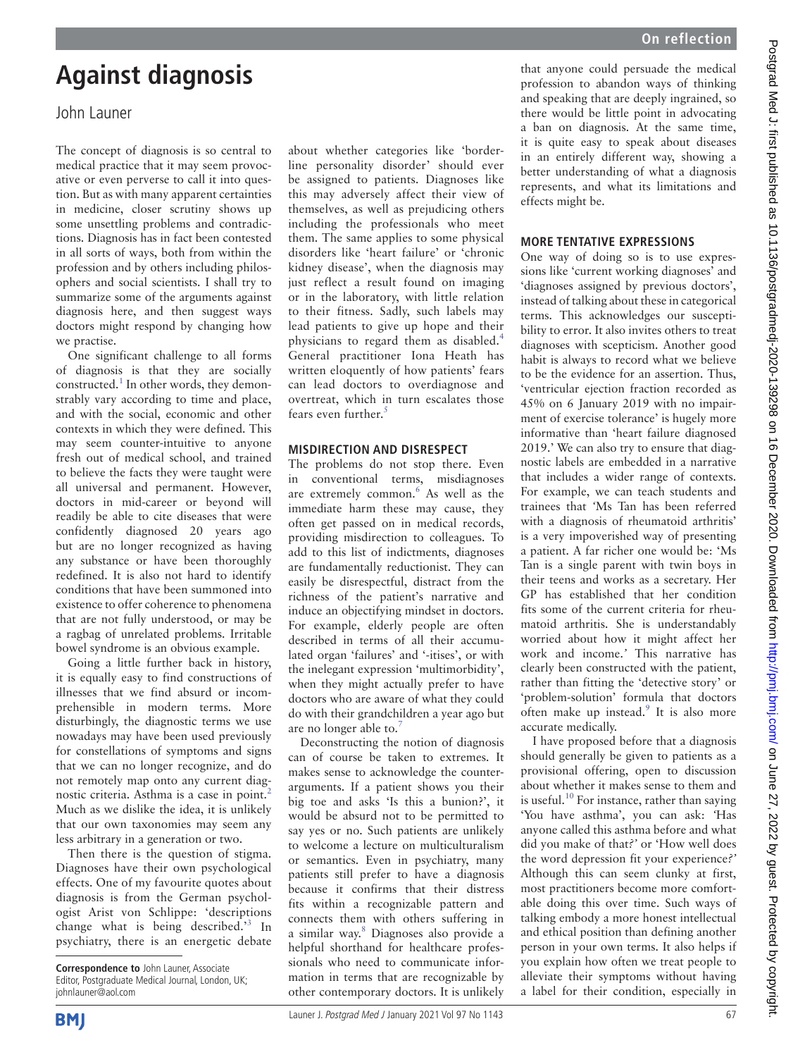# Against diagnosis

John Launer

The concept of diagnosis is so central to medical practice that it may seem provocative or even perverse to call it into question. But as with many apparent certainties in medicine, closer scrutiny shows up some unsettling problems and contradictions. Diagnosis has in fact been contested in all sorts of ways, both from within the profession and by others including philosophers and social scientists. I shall try to summarize some of the arguments against diagnosis here, and then suggest ways doctors might respond by changing how we practise.

One significant challenge to all forms of diagnosis is that they are socially constructed.[1] In other words, they demonstrably vary according to time and place, and with the social, economic and other contexts in which they were defined. This may seem counter-intuitive to anyone fresh out of medical school, and trained to believe the facts they were taught were all universal and permanent. However, doctors in mid-career or beyond will readily be able to cite diseases that were confidently diagnosed 20 years ago but are no longer recognized as having any substance or have been thoroughly redefined. It is also not hard to identify conditions that have been summoned into existence to offer coherence to phenomena that are not fully understood, or may be a ragbag of unrelated problems. Irritable bowel syndrome is an obvious example.

Going a little further back in history, it is equally easy to find constructions of illnesses that we find absurd or incomprehensible in modern terms. More disturbingly, the diagnostic terms we use nowadays may have been used previously for constellations of symptoms and signs that we can no longer recognize, and do not remotely map onto any current diagnostic criteria. Asthma is a case in point.[2] Much as we dislike the idea, it is unlikely that our own taxonomies may seem any less arbitrary in a generation or two.

Then there is the question of stigma. Diagnoses have their own psychological effects. One of my favourite quotes about diagnosis is from the German psychologist Arist von Schlippe: 'descriptions change what is being described.'[3] In psychiatry, there is an energetic debate about whether categories like 'borderline personality disorder' should ever be assigned to patients. Diagnoses like this may adversely affect their view of themselves, as well as prejudicing others including the professionals who meet them. The same applies to some physical disorders like 'heart failure' or 'chronic kidney disease', when the diagnosis may just reflect a result found on imaging or in the laboratory, with little relation to their fitness. Sadly, such labels may lead patients to give up hope and their physicians to regard them as disabled.[4] General practitioner Iona Heath has written eloquently of how patients' fears can lead doctors to overdiagnose and overtreat, which in turn escalates those fears even further.[5]

## MISDIRECTION AND DISRESPECT

The problems do not stop there. Even in conventional terms, misdiagnoses are extremely common.[6] As well as the immediate harm these may cause, they often get passed on in medical records, providing misdirection to colleagues. To add to this list of indictments, diagnoses are fundamentally reductionist. They can easily be disrespectful, distract from the richness of the patient's narrative and induce an objectifying mindset in doctors. For example, elderly people are often described in terms of all their accumulated organ 'failures' and '-itises', or with the inelegant expression 'multimorbidity', when they might actually prefer to have doctors who are aware of what they could do with their grandchildren a year ago but are no longer able to.[7]

Deconstructing the notion of diagnosis can of course be taken to extremes. It makes sense to acknowledge the counterarguments. If a patient shows you their big toe and asks 'Is this a bunion?', it would be absurd not to be permitted to say yes or no. Such patients are unlikely to welcome a lecture on multiculturalism or semantics. Even in psychiatry, many patients still prefer to have a diagnosis because it confirms that their distress fits within a recognizable pattern and connects them with others suffering in a similar way.[8] Diagnoses also provide a helpful shorthand for healthcare professionals who need to communicate information in terms that are recognizable by other contemporary doctors. It is unlikely that anyone could persuade the medical profession to abandon ways of thinking and speaking that are deeply ingrained, so there would be little point in advocating a ban on diagnosis. At the same time, it is quite easy to speak about diseases in an entirely different way, showing a better understanding of what a diagnosis represents, and what its limitations and effects might be.

## MORE TENTATIVE EXPRESSIONS

One way of doing so is to use expressions like 'current working diagnoses' and 'diagnoses assigned by previous doctors', instead of talking about these in categorical terms. This acknowledges our susceptibility to error. It also invites others to treat diagnoses with scepticism. Another good habit is always to record what we believe to be the evidence for an assertion. Thus, 'ventricular ejection fraction recorded as 45% on 6 January 2019 with no impairment of exercise tolerance' is hugely more informative than 'heart failure diagnosed 2019.' We can also try to ensure that diagnostic labels are embedded in a narrative that includes a wider range of contexts. For example, we can teach students and trainees that *'*Ms Tan has been referred with a diagnosis of rheumatoid arthritis' is a very impoverished way of presenting a patient. A far richer one would be: 'Ms Tan is a single parent with twin boys in their teens and works as a secretary. Her GP has established that her condition fits some of the current criteria for rheumatoid arthritis. She is understandably worried about how it might affect her work and income.*'* This narrative has clearly been constructed with the patient, rather than fitting the 'detective story' or 'problem-solution' formula that doctors often make up instead.[9] It is also more accurate medically.

I have proposed before that a diagnosis should generally be given to patients as a provisional offering, open to discussion about whether it makes sense to them and is useful.[10] For instance, rather than saying 'You have asthma', you can ask: *'*Has anyone called this asthma before and what did you make of that*?'* or 'How well does the word depression fit your experience*?'* Although this can seem clunky at first, most practitioners become more comfortable doing this over time. Such ways of talking embody a more honest intellectual and ethical position than defining another person in your own terms. It also helps if you explain how often we treat people to alleviate their symptoms without having a label for their condition, especially in

**Correspondence to** John Launer, Associate Editor, Postgraduate Medical Journal, London, UK; johnlauner@aol.com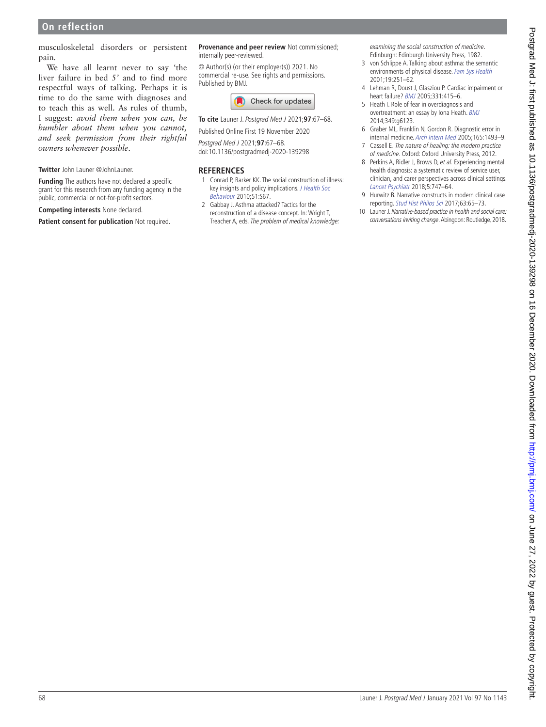musculoskeletal disorders or persistent pain.

We have all learnt never to say 'the liver failure in bed 5' and to find more respectful ways of talking. Perhaps it is time to do the same with diagnoses and to teach this as well. As rules of thumb, I suggest: *avoid them when you can, be humbler about them when you cannot, and seek permission from their rightful owners whenever possible*.

**Twitter** John Launer @JohnLauner.

**Funding** The authors have not declared a specific grant for this research from any funding agency in the public, commercial or not-for-profit sectors.

**Competing interests** None declared.

**Patient consent for publication** Not required.

**Provenance and peer review** Not commissioned; internally peer-reviewed.

© Author(s) (or their employer(s)) 2021. No commercial re-use. See rights and permissions. Published by BMJ.

**To cite** Launer J. *Postgrad Med J* 2021;**97**:67–68.

Published Online First 19 November 2020

*Postgrad Med J* 2021;**97**:67–68. doi:10.1136/postgradmedj-2020-139298

## REFERENCES

1. Conrad P, Barker KK. The social construction of illness: key insights and policy implications. *J Health Soc Behaviour* 2010;51:S67.
2. Gabbay J. Asthma attacked? Tactics for the reconstruction of a disease concept. In: Wright T, Treacher A, eds. *The problem of medical knowledge: examining the social construction of medicine*. Edinburgh: Edinburgh University Press, 1982.
3. von Schlippe A. Talking about asthma: the semantic environments of physical disease. *Fam Sys Health* 2001;19:251–62.
4. Lehman R, Doust J, Glasziou P. Cardiac impairment or heart failure? *BMJ* 2005;331:415–6.
5. Heath I. Role of fear in overdiagnosis and overtreatment: an essay by Iona Heath. *BMJ* 2014;349:g6123.
6. Graber ML, Franklin N, Gordon R. Diagnostic error in internal medicine. *Arch Intern Med* 2005;165:1493–9.
7. Cassell E. *The nature of healing: the modern practice of medicine*. Oxford: Oxford University Press, 2012.
8. Perkins A, Ridler J, Brows D, *et al*. Experiencing mental health diagnosis: a systematic review of service user, clinician, and carer perspectives across clinical settings. *Lancet Psychiatr* 2018;5:747–64.
9. Hurwitz B. Narrative constructs in modern clinical case reporting. *Stud Hist Philos Sci* 2017;63:65–73.
10. Launer J. *Narrative-based practice in health and social care: conversations inviting change*. Abingdon: Routledge, 2018.